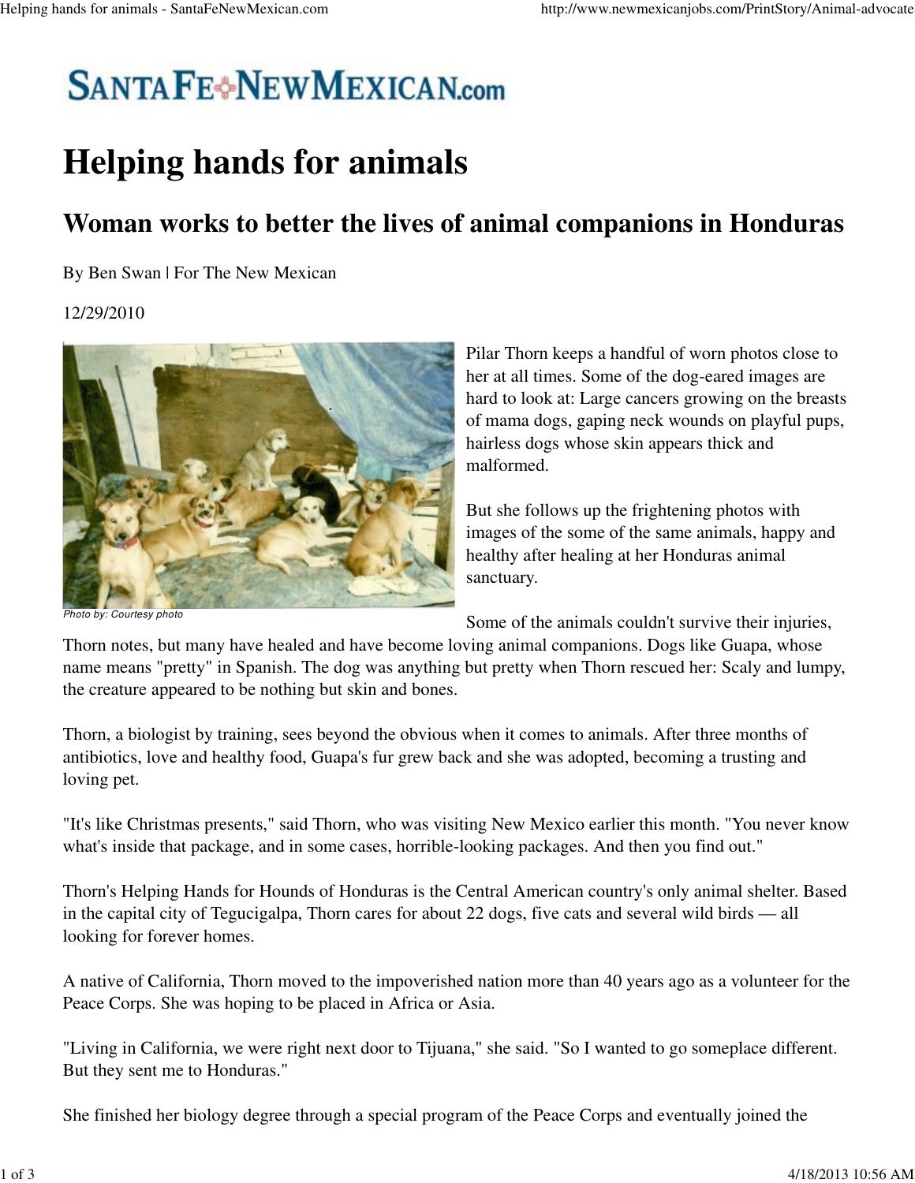SANTAFE NEWMEXICAN.com

# Helping hands for animals

## Woman works to better the lives of animal companions in Honduras

By Ben Swan | For The New Mexican

12/29/2010

*Photo by: Courtesy photo*

Pilar Thorn keeps a handful of worn photos close to her at all times. Some of the dog-eared images are hard to look at: Large cancers growing on the breasts of mama dogs, gaping neck wounds on playful pups, hairless dogs whose skin appears thick and malformed.

But she follows up the frightening photos with images of the some of the same animals, happy and healthy after healing at her Honduras animal sanctuary.

Some of the animals couldn't survive their injuries, Thorn notes, but many have healed and have become loving animal companions. Dogs like Guapa, whose name means "pretty" in Spanish. The dog was anything but pretty when Thorn rescued her: Scaly and lumpy, the creature appeared to be nothing but skin and bones.

Thorn, a biologist by training, sees beyond the obvious when it comes to animals. After three months of antibiotics, love and healthy food, Guapa's fur grew back and she was adopted, becoming a trusting and loving pet.

"It's like Christmas presents," said Thorn, who was visiting New Mexico earlier this month. "You never know what's inside that package, and in some cases, horrible-looking packages. And then you find out."

Thorn's Helping Hands for Hounds of Honduras is the Central American country's only animal shelter. Based in the capital city of Tegucigalpa, Thorn cares for about 22 dogs, five cats and several wild birds — all looking for forever homes.

A native of California, Thorn moved to the impoverished nation more than 40 years ago as a volunteer for the Peace Corps. She was hoping to be placed in Africa or Asia.

"Living in California, we were right next door to Tijuana," she said. "So I wanted to go someplace different. But they sent me to Honduras."

She finished her biology degree through a special program of the Peace Corps and eventually joined the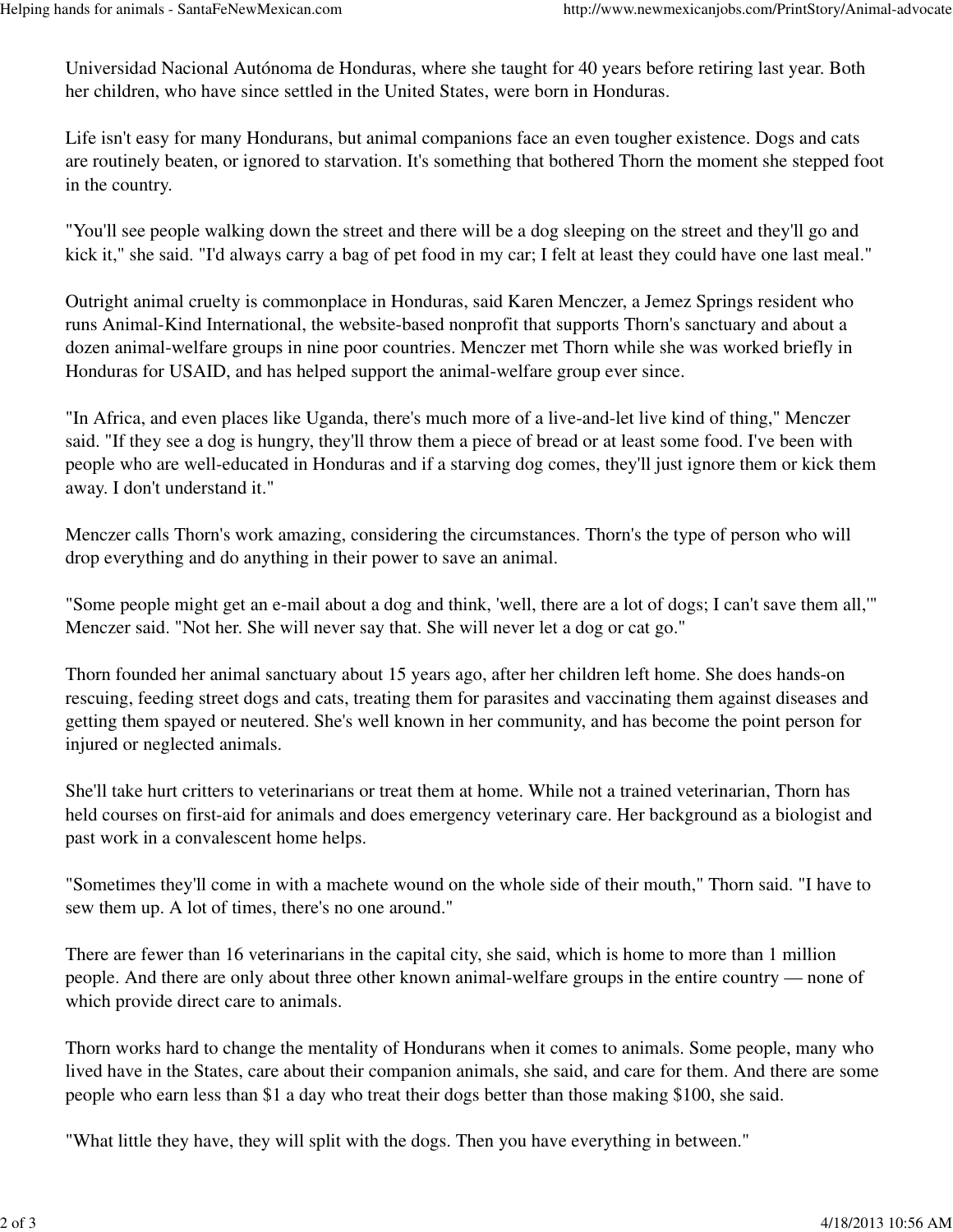Universidad Nacional Autónoma de Honduras, where she taught for 40 years before retiring last year. Both her children, who have since settled in the United States, were born in Honduras.

Life isn't easy for many Hondurans, but animal companions face an even tougher existence. Dogs and cats are routinely beaten, or ignored to starvation. It's something that bothered Thorn the moment she stepped foot in the country.

"You'll see people walking down the street and there will be a dog sleeping on the street and they'll go and kick it," she said. "I'd always carry a bag of pet food in my car; I felt at least they could have one last meal."

Outright animal cruelty is commonplace in Honduras, said Karen Menczer, a Jemez Springs resident who runs Animal-Kind International, the website-based nonprofit that supports Thorn's sanctuary and about a dozen animal-welfare groups in nine poor countries. Menczer met Thorn while she was worked briefly in Honduras for USAID, and has helped support the animal-welfare group ever since.

"In Africa, and even places like Uganda, there's much more of a live-and-let live kind of thing," Menczer said. "If they see a dog is hungry, they'll throw them a piece of bread or at least some food. I've been with people who are well-educated in Honduras and if a starving dog comes, they'll just ignore them or kick them away. I don't understand it."

Menczer calls Thorn's work amazing, considering the circumstances. Thorn's the type of person who will drop everything and do anything in their power to save an animal.

"Some people might get an e-mail about a dog and think, 'well, there are a lot of dogs; I can't save them all,'" Menczer said. "Not her. She will never say that. She will never let a dog or cat go."

Thorn founded her animal sanctuary about 15 years ago, after her children left home. She does hands-on rescuing, feeding street dogs and cats, treating them for parasites and vaccinating them against diseases and getting them spayed or neutered. She's well known in her community, and has become the point person for injured or neglected animals.

She'll take hurt critters to veterinarians or treat them at home. While not a trained veterinarian, Thorn has held courses on first-aid for animals and does emergency veterinary care. Her background as a biologist and past work in a convalescent home helps.

"Sometimes they'll come in with a machete wound on the whole side of their mouth," Thorn said. "I have to sew them up. A lot of times, there's no one around."

There are fewer than 16 veterinarians in the capital city, she said, which is home to more than 1 million people. And there are only about three other known animal-welfare groups in the entire country — none of which provide direct care to animals.

Thorn works hard to change the mentality of Hondurans when it comes to animals. Some people, many who lived have in the States, care about their companion animals, she said, and care for them. And there are some people who earn less than $1 a day who treat their dogs better than those making $100, she said.

"What little they have, they will split with the dogs. Then you have everything in between."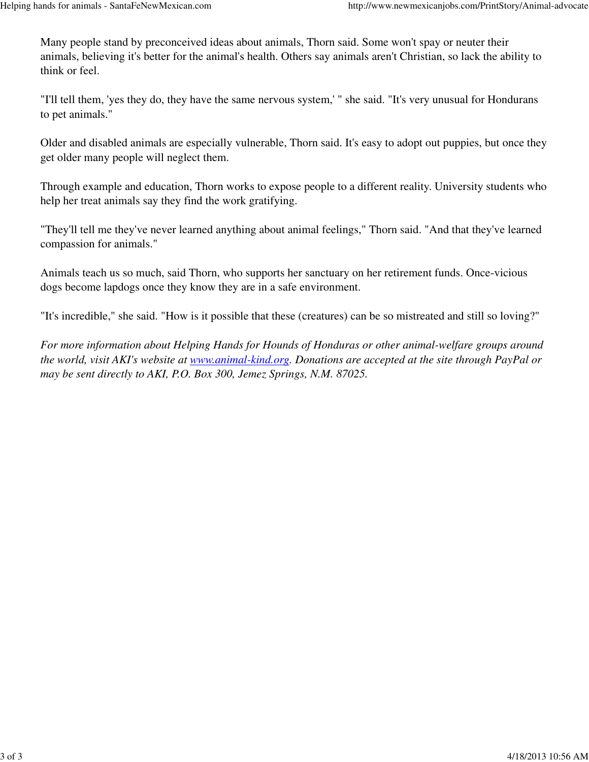Many people stand by preconceived ideas about animals, Thorn said. Some won't spay or neuter their animals, believing it's better for the animal's health. Others say animals aren't Christian, so lack the ability to think or feel.

"I'll tell them, 'yes they do, they have the same nervous system,' " she said. "It's very unusual for Hondurans to pet animals."

Older and disabled animals are especially vulnerable, Thorn said. It's easy to adopt out puppies, but once they get older many people will neglect them.

Through example and education, Thorn works to expose people to a different reality. University students who help her treat animals say they find the work gratifying.

"They'll tell me they've never learned anything about animal feelings," Thorn said. "And that they've learned compassion for animals."

Animals teach us so much, said Thorn, who supports her sanctuary on her retirement funds. Once-vicious dogs become lapdogs once they know they are in a safe environment.

"It's incredible," she said. "How is it possible that these (creatures) can be so mistreated and still so loving?"

*For more information about Helping Hands for Hounds of Honduras or other animal-welfare groups around the world, visit AKI's website at [www.animal-kind.org](http://www.animal-kind.org). Donations are accepted at the site through PayPal or may be sent directly to AKI, P.O. Box 300, Jemez Springs, N.M. 87025.*